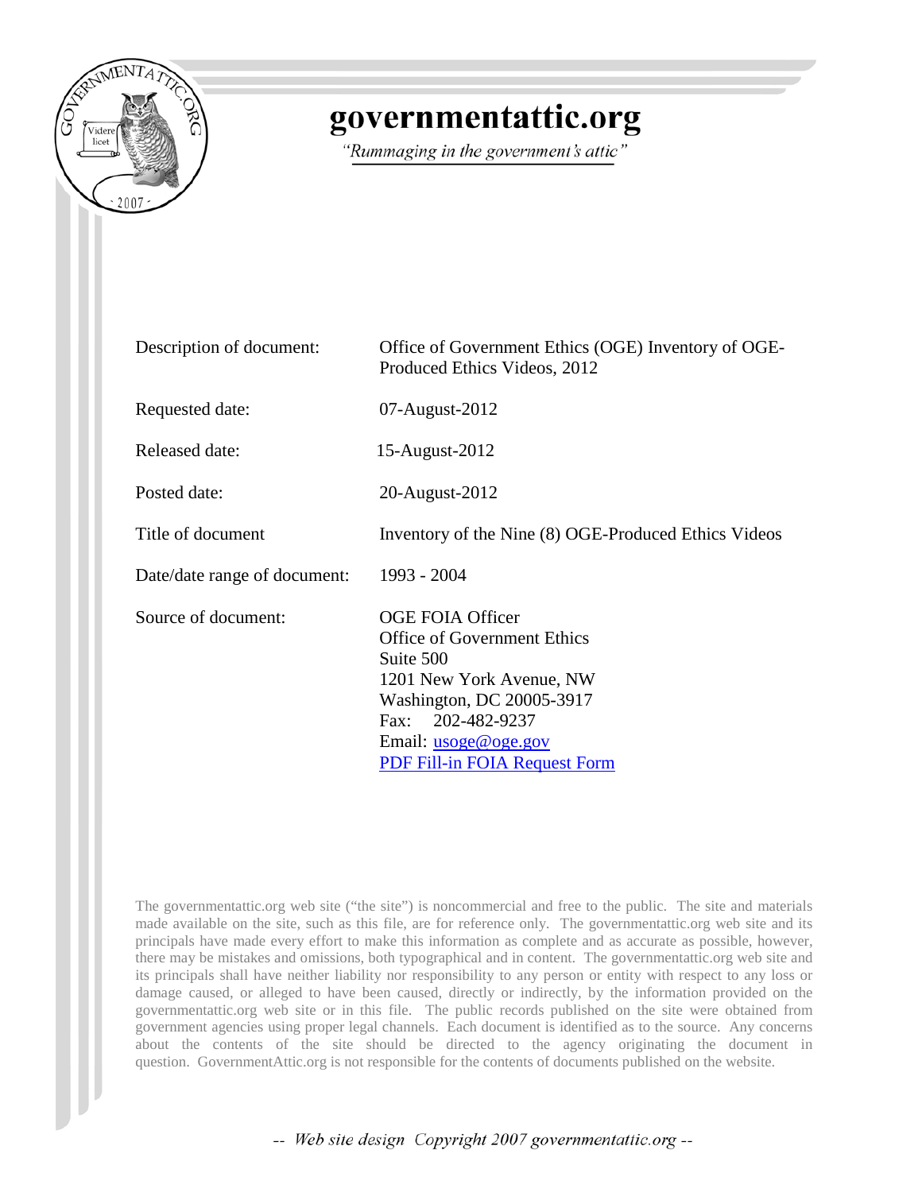# governmentattic.org

*"Rummaging in the government's attic"*

| | |
|---|---|
| Description of document: | Office of Government Ethics (OGE) Inventory of OGE-Produced Ethics Videos, 2012 |
| Requested date: | 07-August-2012 |
| Released date: | 15-August-2012 |
| Posted date: | 20-August-2012 |
| Title of document | Inventory of the Nine (8) OGE-Produced Ethics Videos |
| Date/date range of document: | 1993 - 2004 |
| Source of document: | OGE FOIA Officer<br>Office of Government Ethics<br>Suite 500<br>1201 New York Avenue, NW<br>Washington, DC 20005-3917<br>Fax: 202-482-9237<br>Email: usoge@oge.gov<br>PDF Fill-in FOIA Request Form |

The governmentattic.org web site ("the site") is noncommercial and free to the public. The site and materials made available on the site, such as this file, are for reference only. The governmentattic.org web site and its principals have made every effort to make this information as complete and as accurate as possible, however, there may be mistakes and omissions, both typographical and in content. The governmentattic.org web site and its principals shall have neither liability nor responsibility to any person or entity with respect to any loss or damage caused, or alleged to have been caused, directly or indirectly, by the information provided on the governmentattic.org web site or in this file. The public records published on the site were obtained from government agencies using proper legal channels. Each document is identified as to the source. Any concerns about the contents of the site should be directed to the agency originating the document in question. GovernmentAttic.org is not responsible for the contents of documents published on the website.

-- Web site design Copyright 2007 governmentattic.org --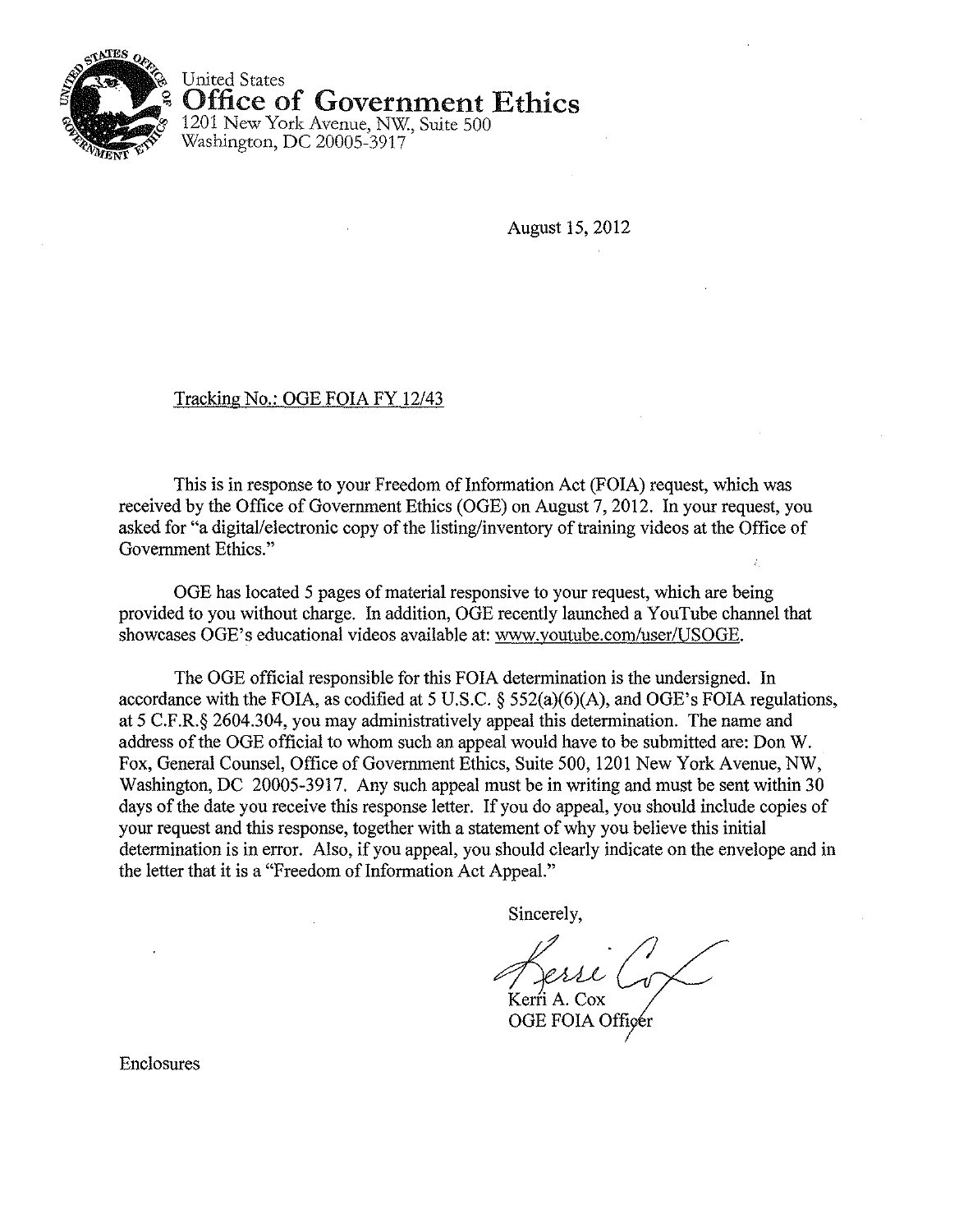United States
**Office of Government Ethics**
1201 New York Avenue, NW., Suite 500
Washington, DC 20005-3917

August 15, 2012

Tracking No.: OGE FOIA FY 12/43

This is in response to your Freedom of Information Act (FOIA) request, which was received by the Office of Government Ethics (OGE) on August 7, 2012. In your request, you asked for "a digital/electronic copy of the listing/inventory of training videos at the Office of Government Ethics."

OGE has located 5 pages of material responsive to your request, which are being provided to you without charge. In addition, OGE recently launched a YouTube channel that showcases OGE's educational videos available at: www.youtube.com/user/USOGE.

The OGE official responsible for this FOIA determination is the undersigned. In accordance with the FOIA, as codified at 5 U.S.C. § 552(a)(6)(A), and OGE's FOIA regulations, at 5 C.F.R.§ 2604.304, you may administratively appeal this determination. The name and address of the OGE official to whom such an appeal would have to be submitted are: Don W. Fox, General Counsel, Office of Government Ethics, Suite 500, 1201 New York Avenue, NW, Washington, DC 20005-3917. Any such appeal must be in writing and must be sent within 30 days of the date you receive this response letter. If you do appeal, you should include copies of your request and this response, together with a statement of why you believe this initial determination is in error. Also, if you appeal, you should clearly indicate on the envelope and in the letter that it is a "Freedom of Information Act Appeal."

Sincerely,

Kerri A. Cox
OGE FOIA Officer

Enclosures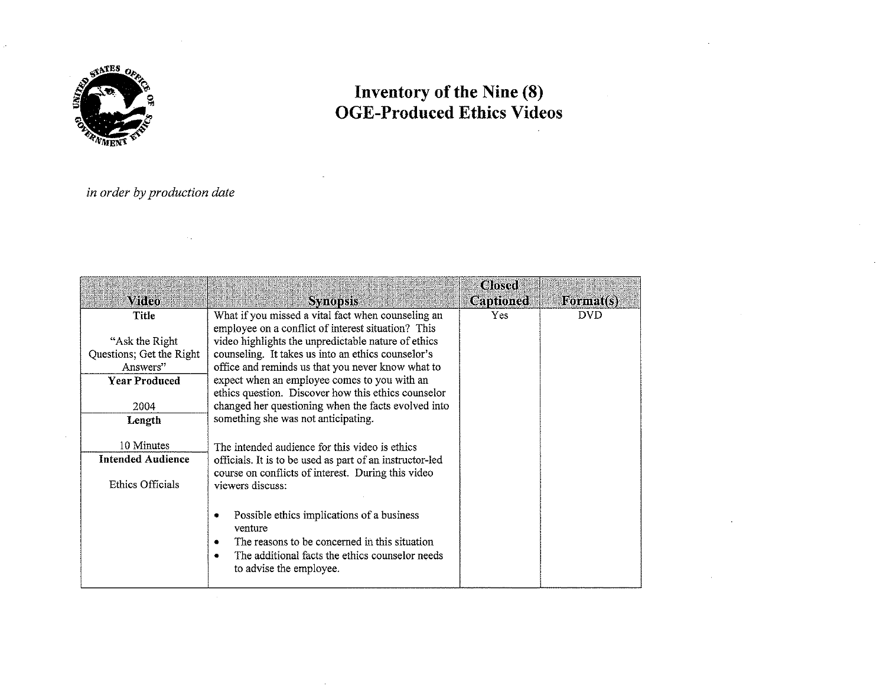# Inventory of the Nine (8) OGE-Produced Ethics Videos

*in order by production date*

| Video | Synopsis | Closed Captioned | Format(s) |
|---|---|---|---|
| **Title**<br><br>"Ask the Right Questions; Get the Right Answers"<br><br>**Year Produced**<br><br>2004<br><br>**Length**<br><br>10 Minutes<br><br>**Intended Audience**<br><br>Ethics Officials | What if you missed a vital fact when counseling an employee on a conflict of interest situation? This video highlights the unpredictable nature of ethics counseling. It takes us into an ethics counselor's office and reminds us that you never know what to expect when an employee comes to you with an ethics question. Discover how this ethics counselor changed her questioning when the facts evolved into something she was not anticipating.<br><br>The intended audience for this video is ethics officials. It is to be used as part of an instructor-led course on conflicts of interest. During this video viewers discuss:<br><br>• Possible ethics implications of a business venture<br>• The reasons to be concerned in this situation<br>• The additional facts the ethics counselor needs to advise the employee. | Yes | DVD |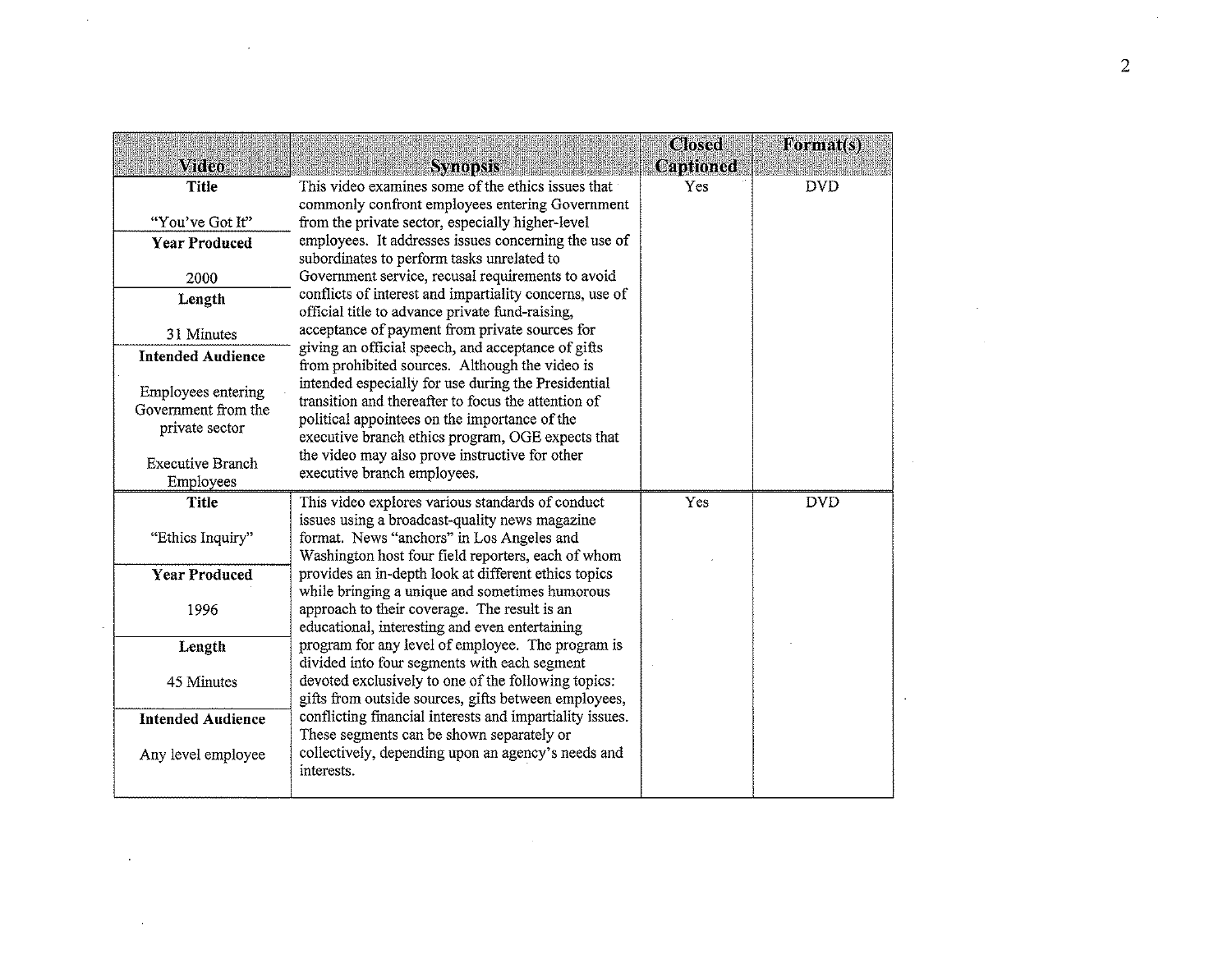| Video | Synopsis | Closed Captioned | Format(s) |
|---|---|---|---|
| **Title**<br><br>"You've Got It"<br><br>**Year Produced**<br><br>2000<br><br>**Length**<br><br>31 Minutes<br><br>**Intended Audience**<br><br>Employees entering Government from the private sector<br><br>Executive Branch Employees | This video examines some of the ethics issues that commonly confront employees entering Government from the private sector, especially higher-level employees. It addresses issues concerning the use of subordinates to perform tasks unrelated to Government service, recusal requirements to avoid conflicts of interest and impartiality concerns, use of official title to advance private fund-raising, acceptance of payment from private sources for giving an official speech, and acceptance of gifts from prohibited sources. Although the video is intended especially for use during the Presidential transition and thereafter to focus the attention of political appointees on the importance of the executive branch ethics program, OGE expects that the video may also prove instructive for other executive branch employees. | Yes | DVD |
| **Title**<br><br>"Ethics Inquiry"<br><br>**Year Produced**<br><br>1996<br><br>**Length**<br><br>45 Minutes<br><br>**Intended Audience**<br><br>Any level employee | This video explores various standards of conduct issues using a broadcast-quality news magazine format. News "anchors" in Los Angeles and Washington host four field reporters, each of whom provides an in-depth look at different ethics topics while bringing a unique and sometimes humorous approach to their coverage. The result is an educational, interesting and even entertaining program for any level of employee. The program is divided into four segments with each segment devoted exclusively to one of the following topics: gifts from outside sources, gifts between employees, conflicting financial interests and impartiality issues. These segments can be shown separately or collectively, depending upon an agency's needs and interests. | Yes | DVD |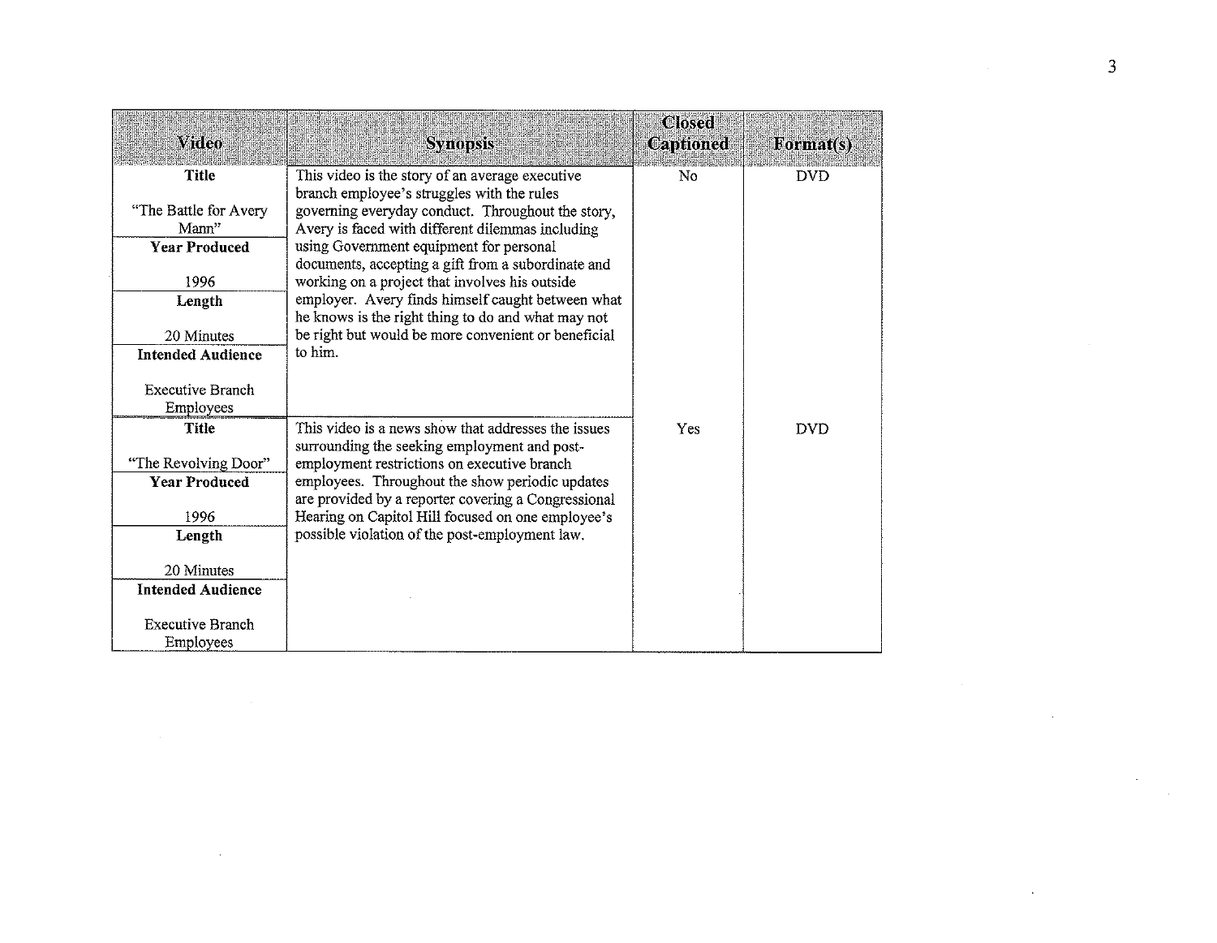| Video | Synopsis | Closed Captioned | Format(s) |
|---|---|---|---|
| **Title**<br><br>"The Battle for Avery Mann"<br>**Year Produced**<br><br>1996<br>**Length**<br><br>20 Minutes<br>**Intended Audience**<br><br>Executive Branch Employees | This video is the story of an average executive branch employee's struggles with the rules governing everyday conduct. Throughout the story, Avery is faced with different dilemmas including using Government equipment for personal documents, accepting a gift from a subordinate and working on a project that involves his outside employer. Avery finds himself caught between what he knows is the right thing to do and what may not be right but would be more convenient or beneficial to him. | No | DVD |
| **Title**<br><br>"The Revolving Door"<br>**Year Produced**<br><br>1996<br>**Length**<br><br>20 Minutes<br>**Intended Audience**<br><br>Executive Branch Employees | This video is a news show that addresses the issues surrounding the seeking employment and post-employment restrictions on executive branch employees. Throughout the show periodic updates are provided by a reporter covering a Congressional Hearing on Capitol Hill focused on one employee's possible violation of the post-employment law. | Yes | DVD |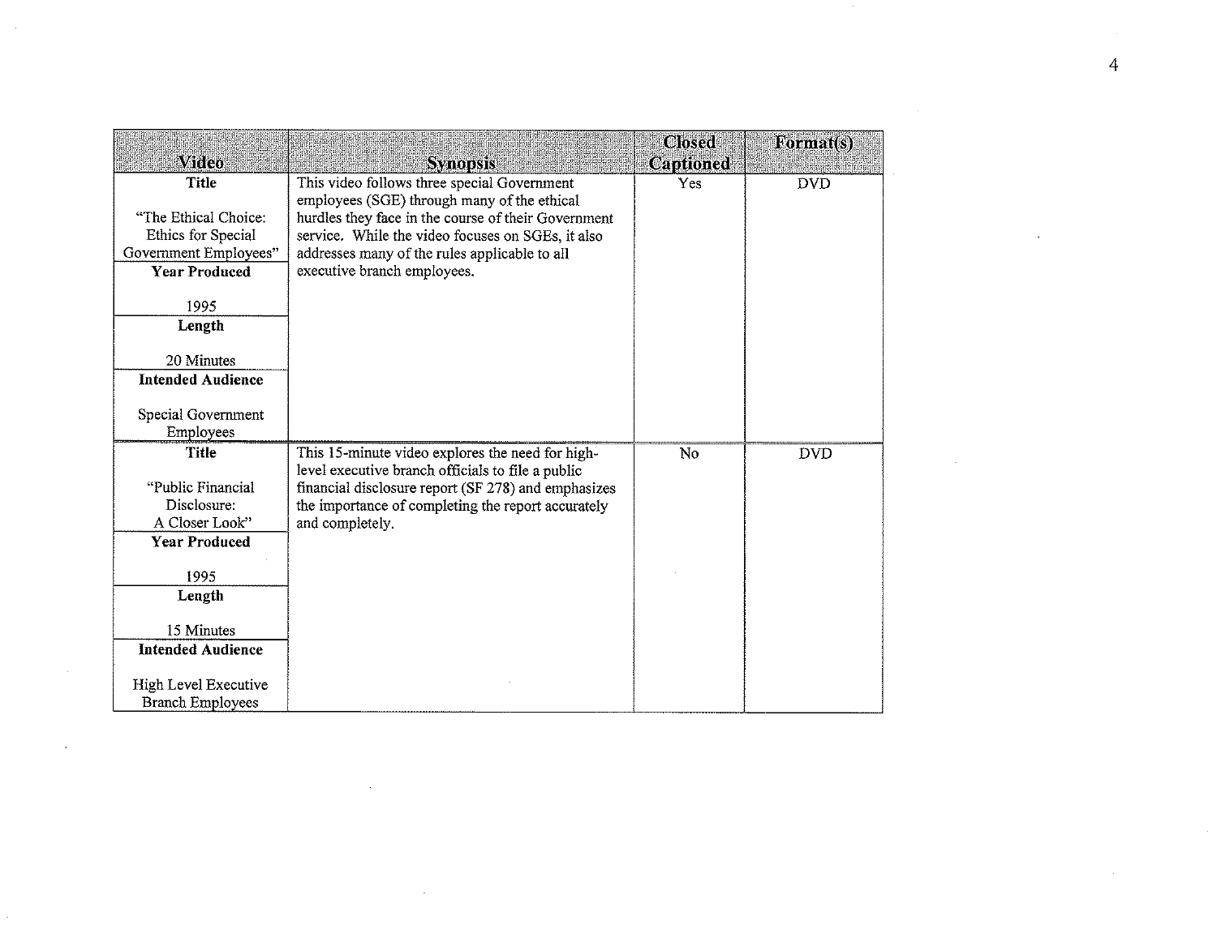| Video | Synopsis | Closed Captioned | Format(s) |
|---|---|---|---|
| **Title**<br><br>"The Ethical Choice: Ethics for Special Government Employees"<br>**Year Produced**<br><br>1995<br>**Length**<br><br>20 Minutes<br>**Intended Audience**<br><br>Special Government Employees | This video follows three special Government employees (SGE) through many of the ethical hurdles they face in the course of their Government service. While the video focuses on SGEs, it also addresses many of the rules applicable to all executive branch employees. | Yes | DVD |
| **Title**<br><br>"Public Financial Disclosure: A Closer Look"<br>**Year Produced**<br><br>1995<br>**Length**<br><br>15 Minutes<br>**Intended Audience**<br><br>High Level Executive Branch Employees | This 15-minute video explores the need for high-level executive branch officials to file a public financial disclosure report (SF 278) and emphasizes the importance of completing the report accurately and completely. | No | DVD |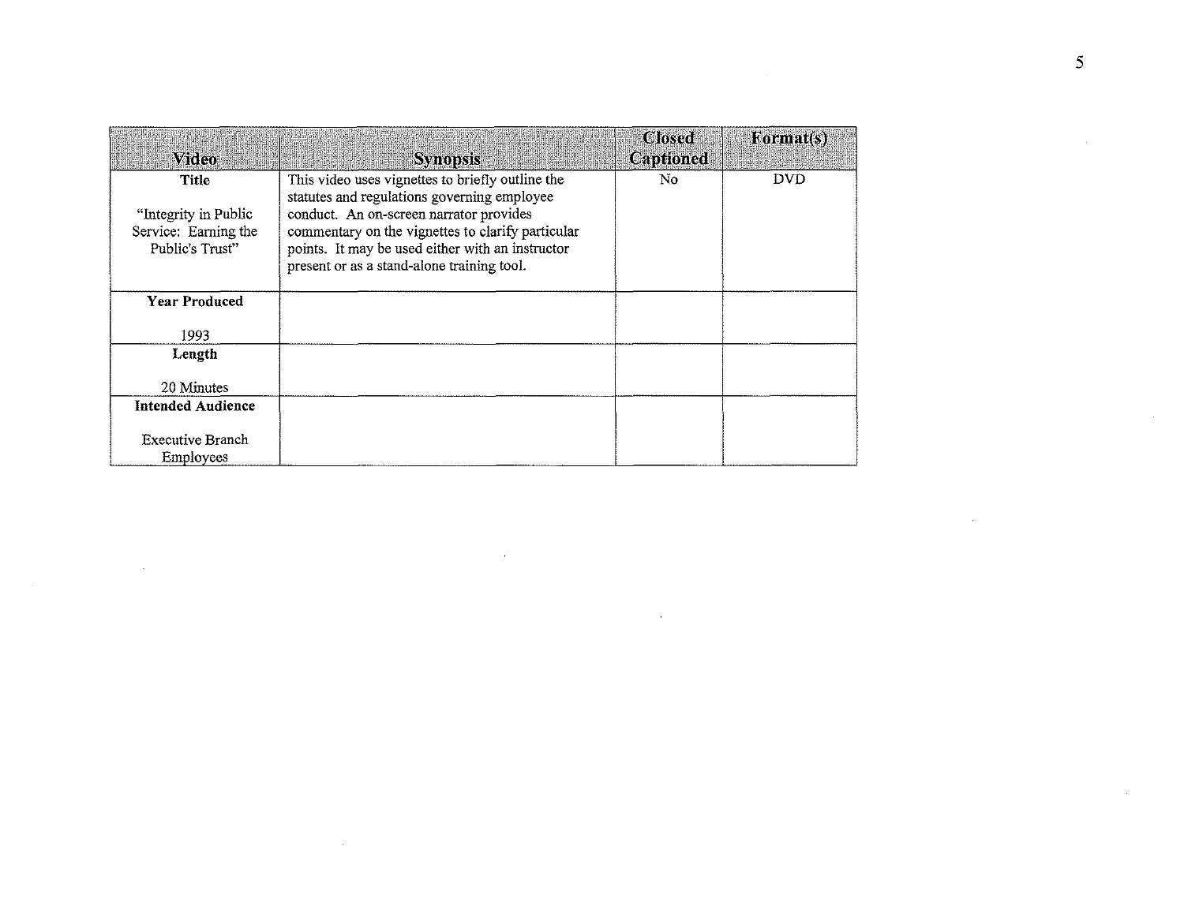| Video | Synopsis | Closed Captioned | Format(s) |
|---|---|---|---|
| **Title**<br><br>"Integrity in Public Service: Earning the Public's Trust" | This video uses vignettes to briefly outline the statutes and regulations governing employee conduct. An on-screen narrator provides commentary on the vignettes to clarify particular points. It may be used either with an instructor present or as a stand-alone training tool. | No | DVD |
| **Year Produced**<br><br>1993 | | | |
| **Length**<br><br>20 Minutes | | | |
| **Intended Audience**<br><br>Executive Branch Employees | | | |